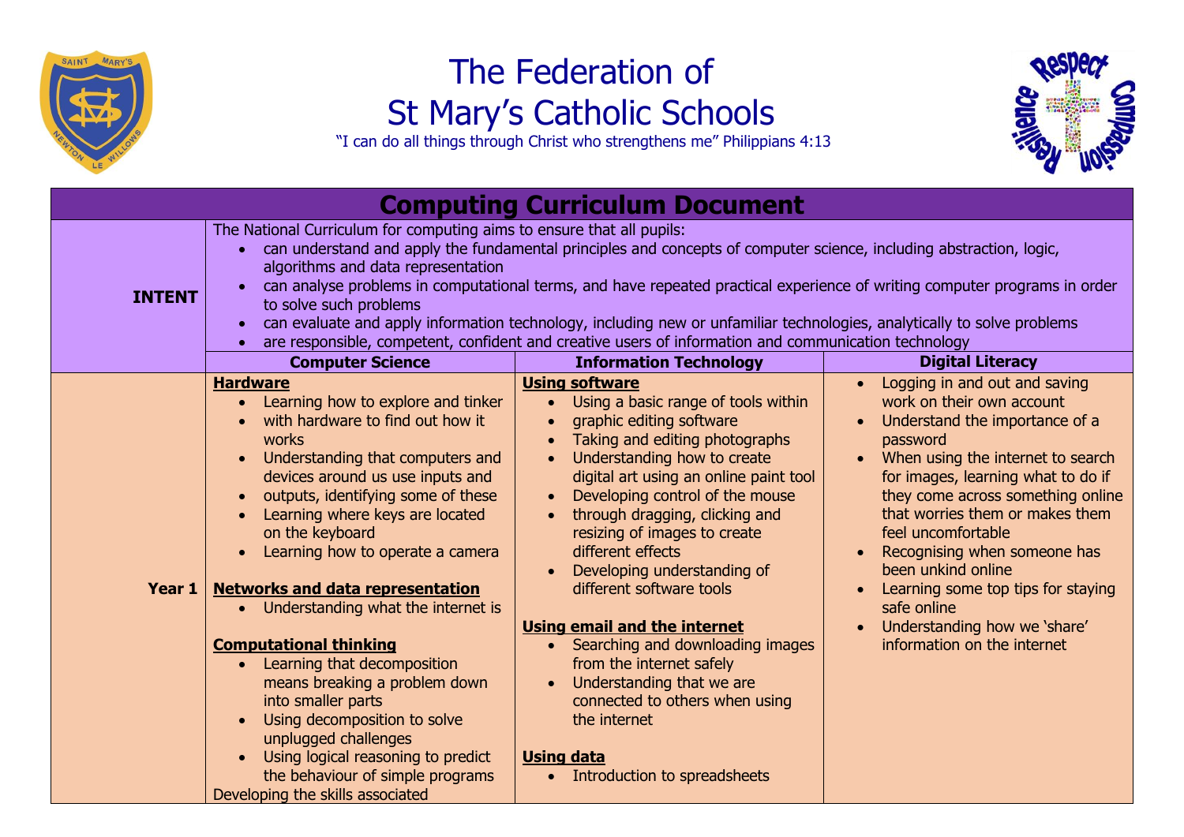# The Federation of St Mary's Catholic Schools

"I can do all things through Christ who strengthens me" Philippians 4:13

## Computing Curriculum Document

| | | | |
|---|---|---|---|
| **INTENT** | The National Curriculum for computing aims to ensure that all pupils:<br>• can understand and apply the fundamental principles and concepts of computer science, including abstraction, logic, algorithms and data representation<br>• can analyse problems in computational terms, and have repeated practical experience of writing computer programs in order to solve such problems<br>• can evaluate and apply information technology, including new or unfamiliar technologies, analytically to solve problems<br>• are responsible, competent, confident and creative users of information and communication technology | | |
| | **Computer Science** | **Information Technology** | **Digital Literacy** |
| **Year 1** | **Hardware**<br>• Learning how to explore and tinker<br>• with hardware to find out how it works<br>• Understanding that computers and devices around us use inputs and<br>• outputs, identifying some of these<br>• Learning where keys are located on the keyboard<br>• Learning how to operate a camera<br><br>**Networks and data representation**<br>• Understanding what the internet is<br><br>**Computational thinking**<br>• Learning that decomposition means breaking a problem down into smaller parts<br>• Using decomposition to solve unplugged challenges<br>• Using logical reasoning to predict the behaviour of simple programs<br>Developing the skills associated | **Using software**<br>• Using a basic range of tools within<br>• graphic editing software<br>• Taking and editing photographs<br>• Understanding how to create digital art using an online paint tool<br>• Developing control of the mouse<br>• through dragging, clicking and resizing of images to create different effects<br>• Developing understanding of different software tools<br><br>**Using email and the internet**<br>• Searching and downloading images from the internet safely<br>• Understanding that we are connected to others when using the internet<br><br>**Using data**<br>• Introduction to spreadsheets | • Logging in and out and saving work on their own account<br>• Understand the importance of a password<br>• When using the internet to search for images, learning what to do if they come across something online that worries them or makes them feel uncomfortable<br>• Recognising when someone has been unkind online<br>• Learning some top tips for staying safe online<br>• Understanding how we 'share' information on the internet |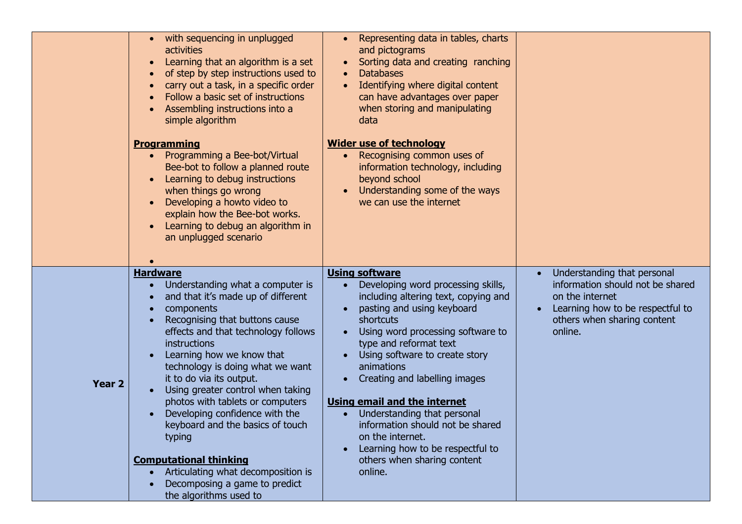| | | | |
|---|---|---|---|
| | • with sequencing in unplugged activities<br>• Learning that an algorithm is a set<br>• of step by step instructions used to<br>• carry out a task, in a specific order<br>• Follow a basic set of instructions<br>• Assembling instructions into a simple algorithm<br><br>**Programming**<br>• Programming a Bee-bot/Virtual Bee-bot to follow a planned route<br>• Learning to debug instructions when things go wrong<br>• Developing a howto video to explain how the Bee-bot works.<br>• Learning to debug an algorithm in an unplugged scenario<br>• | • Representing data in tables, charts and pictograms<br>• Sorting data and creating ranching<br>• Databases<br>• Identifying where digital content can have advantages over paper when storing and manipulating data<br><br>**Wider use of technology**<br>• Recognising common uses of information technology, including beyond school<br>• Understanding some of the ways we can use the internet | |
| **Year 2** | **Hardware**<br>• Understanding what a computer is<br>• and that it's made up of different<br>• components<br>• Recognising that buttons cause effects and that technology follows instructions<br>• Learning how we know that technology is doing what we want it to do via its output.<br>• Using greater control when taking photos with tablets or computers<br>• Developing confidence with the keyboard and the basics of touch typing<br><br>**Computational thinking**<br>• Articulating what decomposition is<br>• Decomposing a game to predict the algorithms used to | **Using software**<br>• Developing word processing skills, including altering text, copying and<br>• pasting and using keyboard shortcuts<br>• Using word processing software to type and reformat text<br>• Using software to create story animations<br>• Creating and labelling images<br><br>**Using email and the internet**<br>• Understanding that personal information should not be shared on the internet.<br>• Learning how to be respectful to others when sharing content online. | • Understanding that personal information should not be shared on the internet<br>• Learning how to be respectful to others when sharing content online. |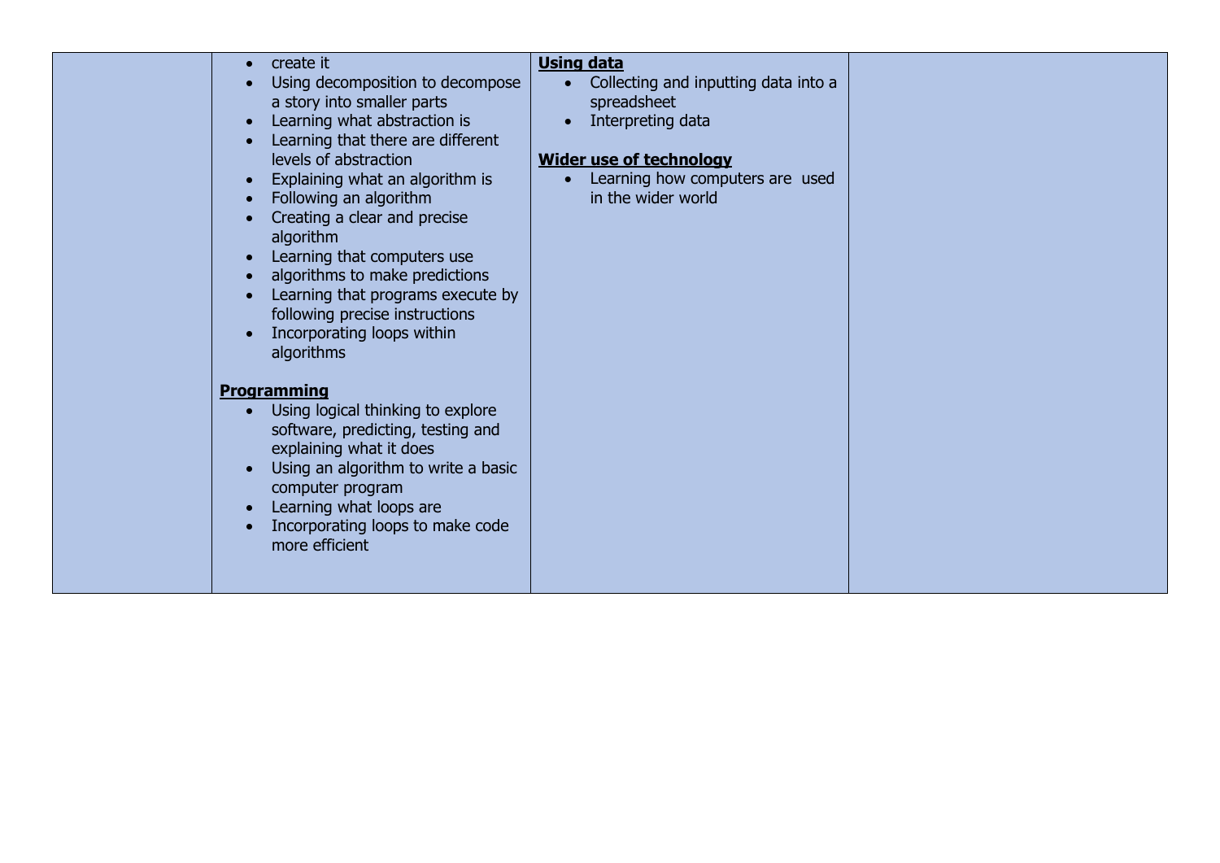| | | | |
|---|---|---|---|
| | • create it<br>• Using decomposition to decompose a story into smaller parts<br>• Learning what abstraction is<br>• Learning that there are different levels of abstraction<br>• Explaining what an algorithm is<br>• Following an algorithm<br>• Creating a clear and precise algorithm<br>• Learning that computers use<br>• algorithms to make predictions<br>• Learning that programs execute by following precise instructions<br>• Incorporating loops within algorithms<br><br>**Programming**<br>• Using logical thinking to explore software, predicting, testing and explaining what it does<br>• Using an algorithm to write a basic computer program<br>• Learning what loops are<br>• Incorporating loops to make code more efficient | **Using data**<br>• Collecting and inputting data into a spreadsheet<br>• Interpreting data<br><br>**Wider use of technology**<br>• Learning how computers are used in the wider world | |